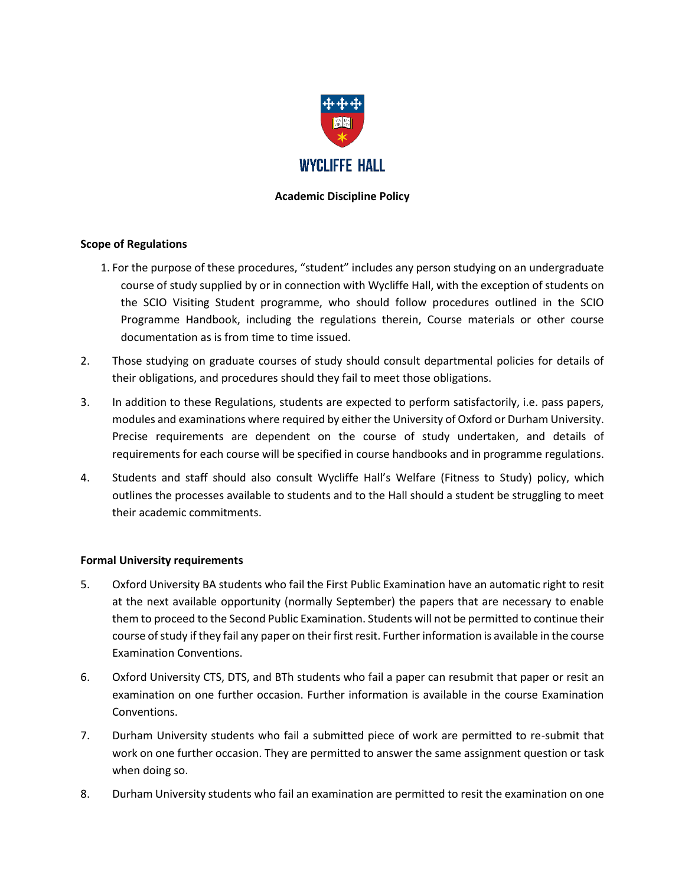WYCLIFFE HALL

**Academic Discipline Policy**

**Scope of Regulations**

1. For the purpose of these procedures, "student" includes any person studying on an undergraduate course of study supplied by or in connection with Wycliffe Hall, with the exception of students on the SCIO Visiting Student programme, who should follow procedures outlined in the SCIO Programme Handbook, including the regulations therein, Course materials or other course documentation as is from time to time issued.

2. Those studying on graduate courses of study should consult departmental policies for details of their obligations, and procedures should they fail to meet those obligations.

3. In addition to these Regulations, students are expected to perform satisfactorily, i.e. pass papers, modules and examinations where required by either the University of Oxford or Durham University. Precise requirements are dependent on the course of study undertaken, and details of requirements for each course will be specified in course handbooks and in programme regulations.

4. Students and staff should also consult Wycliffe Hall's Welfare (Fitness to Study) policy, which outlines the processes available to students and to the Hall should a student be struggling to meet their academic commitments.

**Formal University requirements**

5. Oxford University BA students who fail the First Public Examination have an automatic right to resit at the next available opportunity (normally September) the papers that are necessary to enable them to proceed to the Second Public Examination. Students will not be permitted to continue their course of study if they fail any paper on their first resit. Further information is available in the course Examination Conventions.

6. Oxford University CTS, DTS, and BTh students who fail a paper can resubmit that paper or resit an examination on one further occasion. Further information is available in the course Examination Conventions.

7. Durham University students who fail a submitted piece of work are permitted to re-submit that work on one further occasion. They are permitted to answer the same assignment question or task when doing so.

8. Durham University students who fail an examination are permitted to resit the examination on one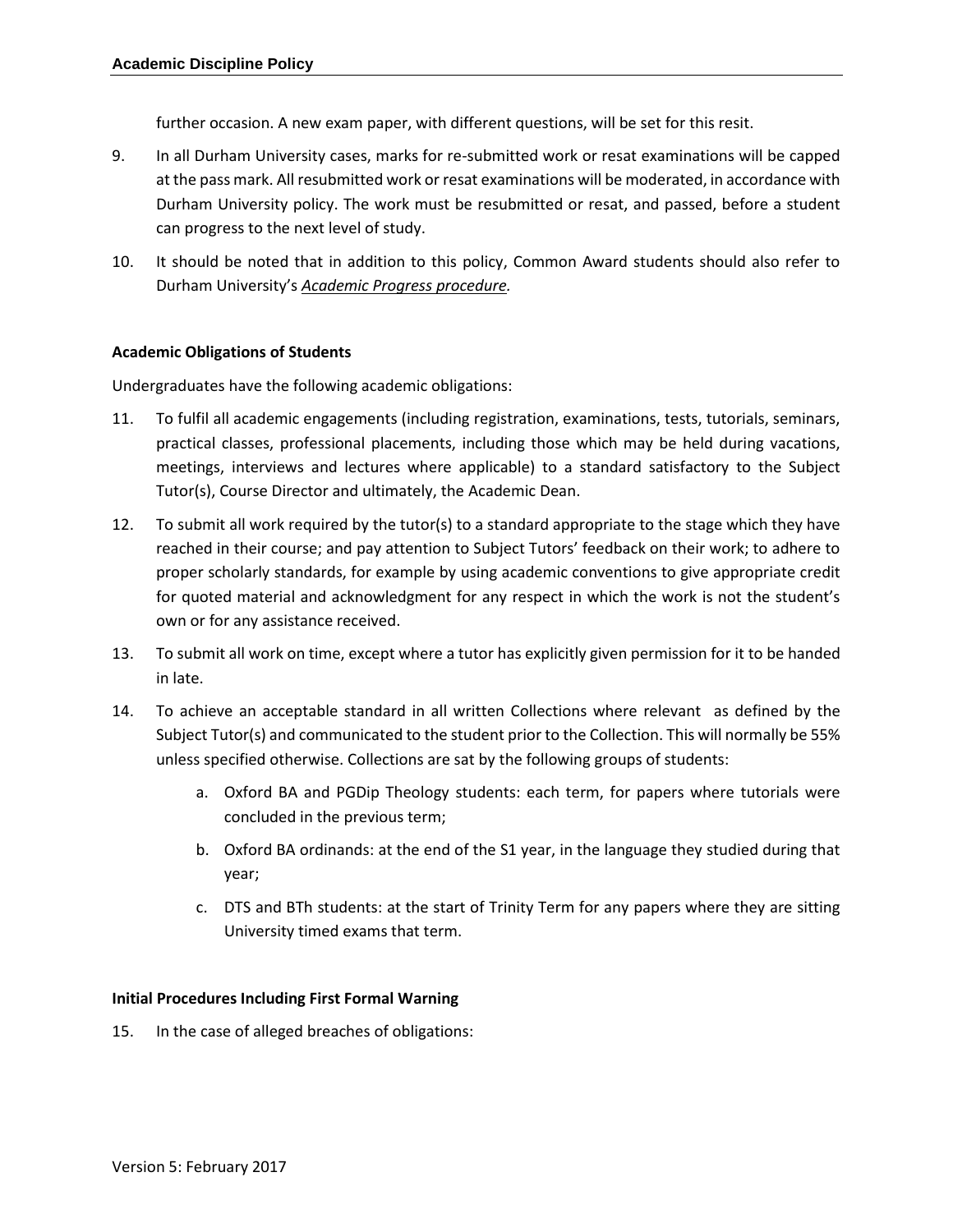further occasion. A new exam paper, with different questions, will be set for this resit.

9. In all Durham University cases, marks for re-submitted work or resat examinations will be capped at the pass mark. All resubmitted work or resat examinations will be moderated, in accordance with Durham University policy. The work must be resubmitted or resat, and passed, before a student can progress to the next level of study.

10. It should be noted that in addition to this policy, Common Award students should also refer to Durham University's *Academic Progress procedure*.

**Academic Obligations of Students**

Undergraduates have the following academic obligations:

11. To fulfil all academic engagements (including registration, examinations, tests, tutorials, seminars, practical classes, professional placements, including those which may be held during vacations, meetings, interviews and lectures where applicable) to a standard satisfactory to the Subject Tutor(s), Course Director and ultimately, the Academic Dean.

12. To submit all work required by the tutor(s) to a standard appropriate to the stage which they have reached in their course; and pay attention to Subject Tutors' feedback on their work; to adhere to proper scholarly standards, for example by using academic conventions to give appropriate credit for quoted material and acknowledgment for any respect in which the work is not the student's own or for any assistance received.

13. To submit all work on time, except where a tutor has explicitly given permission for it to be handed in late.

14. To achieve an acceptable standard in all written Collections where relevant as defined by the Subject Tutor(s) and communicated to the student prior to the Collection. This will normally be 55% unless specified otherwise. Collections are sat by the following groups of students:

    a. Oxford BA and PGDip Theology students: each term, for papers where tutorials were concluded in the previous term;

    b. Oxford BA ordinands: at the end of the S1 year, in the language they studied during that year;

    c. DTS and BTh students: at the start of Trinity Term for any papers where they are sitting University timed exams that term.

**Initial Procedures Including First Formal Warning**

15. In the case of alleged breaches of obligations: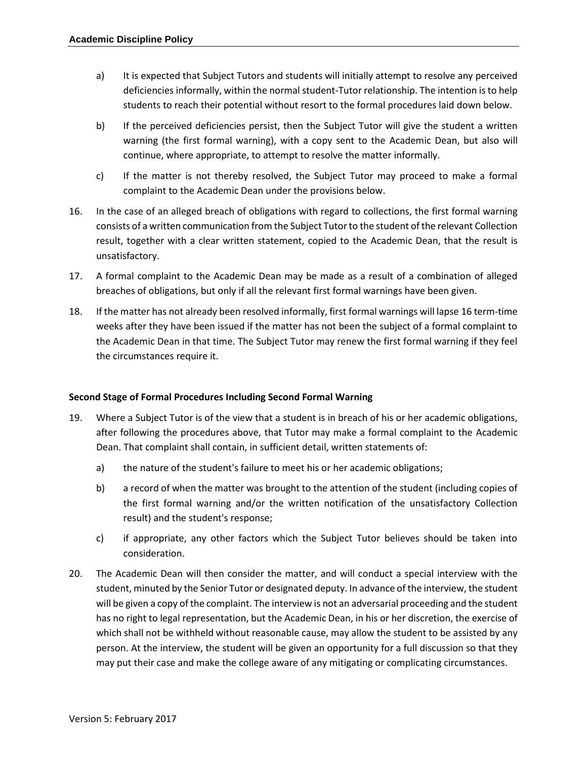a) It is expected that Subject Tutors and students will initially attempt to resolve any perceived deficiencies informally, within the normal student-Tutor relationship. The intention is to help students to reach their potential without resort to the formal procedures laid down below.

b) If the perceived deficiencies persist, then the Subject Tutor will give the student a written warning (the first formal warning), with a copy sent to the Academic Dean, but also will continue, where appropriate, to attempt to resolve the matter informally.

c) If the matter is not thereby resolved, the Subject Tutor may proceed to make a formal complaint to the Academic Dean under the provisions below.

16. In the case of an alleged breach of obligations with regard to collections, the first formal warning consists of a written communication from the Subject Tutor to the student of the relevant Collection result, together with a clear written statement, copied to the Academic Dean, that the result is unsatisfactory.

17. A formal complaint to the Academic Dean may be made as a result of a combination of alleged breaches of obligations, but only if all the relevant first formal warnings have been given.

18. If the matter has not already been resolved informally, first formal warnings will lapse 16 term-time weeks after they have been issued if the matter has not been the subject of a formal complaint to the Academic Dean in that time. The Subject Tutor may renew the first formal warning if they feel the circumstances require it.

**Second Stage of Formal Procedures Including Second Formal Warning**

19. Where a Subject Tutor is of the view that a student is in breach of his or her academic obligations, after following the procedures above, that Tutor may make a formal complaint to the Academic Dean. That complaint shall contain, in sufficient detail, written statements of:

    a) the nature of the student's failure to meet his or her academic obligations;

    b) a record of when the matter was brought to the attention of the student (including copies of the first formal warning and/or the written notification of the unsatisfactory Collection result) and the student's response;

    c) if appropriate, any other factors which the Subject Tutor believes should be taken into consideration.

20. The Academic Dean will then consider the matter, and will conduct a special interview with the student, minuted by the Senior Tutor or designated deputy. In advance of the interview, the student will be given a copy of the complaint. The interview is not an adversarial proceeding and the student has no right to legal representation, but the Academic Dean, in his or her discretion, the exercise of which shall not be withheld without reasonable cause, may allow the student to be assisted by any person. At the interview, the student will be given an opportunity for a full discussion so that they may put their case and make the college aware of any mitigating or complicating circumstances.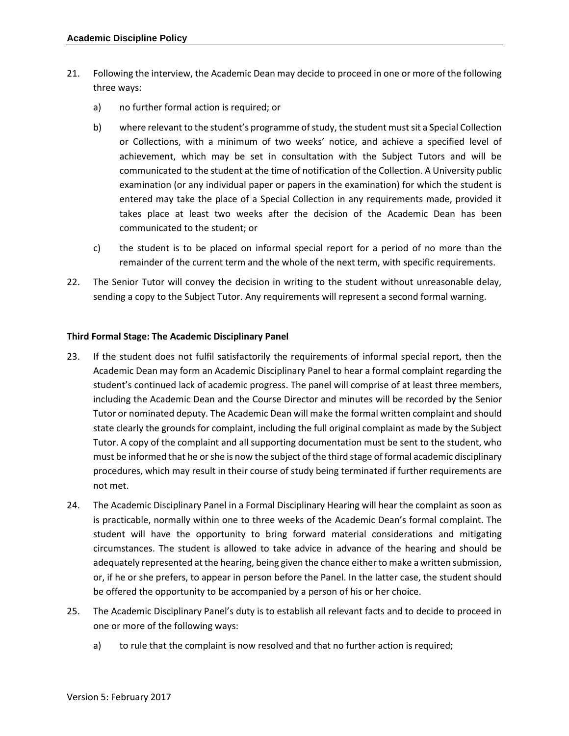21. Following the interview, the Academic Dean may decide to proceed in one or more of the following three ways:

    a) no further formal action is required; or

    b) where relevant to the student's programme of study, the student must sit a Special Collection or Collections, with a minimum of two weeks' notice, and achieve a specified level of achievement, which may be set in consultation with the Subject Tutors and will be communicated to the student at the time of notification of the Collection. A University public examination (or any individual paper or papers in the examination) for which the student is entered may take the place of a Special Collection in any requirements made, provided it takes place at least two weeks after the decision of the Academic Dean has been communicated to the student; or

    c) the student is to be placed on informal special report for a period of no more than the remainder of the current term and the whole of the next term, with specific requirements.

22. The Senior Tutor will convey the decision in writing to the student without unreasonable delay, sending a copy to the Subject Tutor. Any requirements will represent a second formal warning.

**Third Formal Stage: The Academic Disciplinary Panel**

23. If the student does not fulfil satisfactorily the requirements of informal special report, then the Academic Dean may form an Academic Disciplinary Panel to hear a formal complaint regarding the student's continued lack of academic progress. The panel will comprise of at least three members, including the Academic Dean and the Course Director and minutes will be recorded by the Senior Tutor or nominated deputy. The Academic Dean will make the formal written complaint and should state clearly the grounds for complaint, including the full original complaint as made by the Subject Tutor. A copy of the complaint and all supporting documentation must be sent to the student, who must be informed that he or she is now the subject of the third stage of formal academic disciplinary procedures, which may result in their course of study being terminated if further requirements are not met.

24. The Academic Disciplinary Panel in a Formal Disciplinary Hearing will hear the complaint as soon as is practicable, normally within one to three weeks of the Academic Dean's formal complaint. The student will have the opportunity to bring forward material considerations and mitigating circumstances. The student is allowed to take advice in advance of the hearing and should be adequately represented at the hearing, being given the chance either to make a written submission, or, if he or she prefers, to appear in person before the Panel. In the latter case, the student should be offered the opportunity to be accompanied by a person of his or her choice.

25. The Academic Disciplinary Panel's duty is to establish all relevant facts and to decide to proceed in one or more of the following ways:

    a) to rule that the complaint is now resolved and that no further action is required;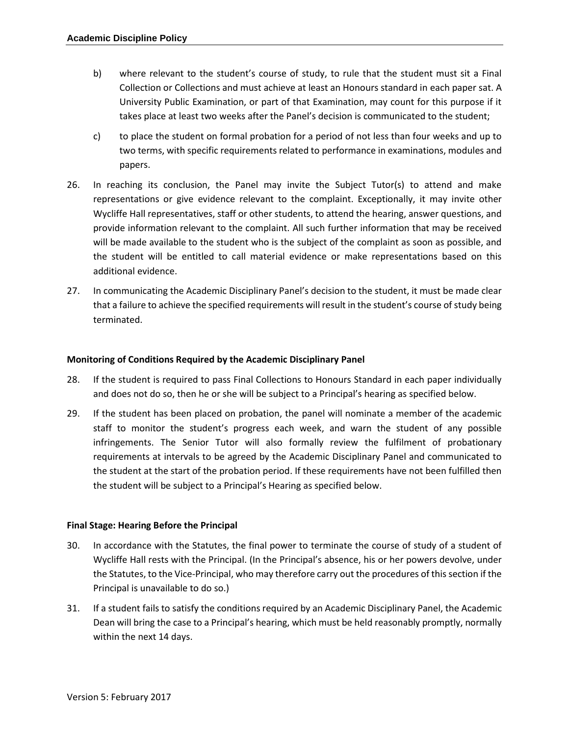b) where relevant to the student's course of study, to rule that the student must sit a Final Collection or Collections and must achieve at least an Honours standard in each paper sat. A University Public Examination, or part of that Examination, may count for this purpose if it takes place at least two weeks after the Panel's decision is communicated to the student;

c) to place the student on formal probation for a period of not less than four weeks and up to two terms, with specific requirements related to performance in examinations, modules and papers.

26. In reaching its conclusion, the Panel may invite the Subject Tutor(s) to attend and make representations or give evidence relevant to the complaint. Exceptionally, it may invite other Wycliffe Hall representatives, staff or other students, to attend the hearing, answer questions, and provide information relevant to the complaint. All such further information that may be received will be made available to the student who is the subject of the complaint as soon as possible, and the student will be entitled to call material evidence or make representations based on this additional evidence.

27. In communicating the Academic Disciplinary Panel's decision to the student, it must be made clear that a failure to achieve the specified requirements will result in the student's course of study being terminated.

**Monitoring of Conditions Required by the Academic Disciplinary Panel**

28. If the student is required to pass Final Collections to Honours Standard in each paper individually and does not do so, then he or she will be subject to a Principal's hearing as specified below.

29. If the student has been placed on probation, the panel will nominate a member of the academic staff to monitor the student's progress each week, and warn the student of any possible infringements. The Senior Tutor will also formally review the fulfilment of probationary requirements at intervals to be agreed by the Academic Disciplinary Panel and communicated to the student at the start of the probation period. If these requirements have not been fulfilled then the student will be subject to a Principal's Hearing as specified below.

**Final Stage: Hearing Before the Principal**

30. In accordance with the Statutes, the final power to terminate the course of study of a student of Wycliffe Hall rests with the Principal. (In the Principal's absence, his or her powers devolve, under the Statutes, to the Vice-Principal, who may therefore carry out the procedures of this section if the Principal is unavailable to do so.)

31. If a student fails to satisfy the conditions required by an Academic Disciplinary Panel, the Academic Dean will bring the case to a Principal's hearing, which must be held reasonably promptly, normally within the next 14 days.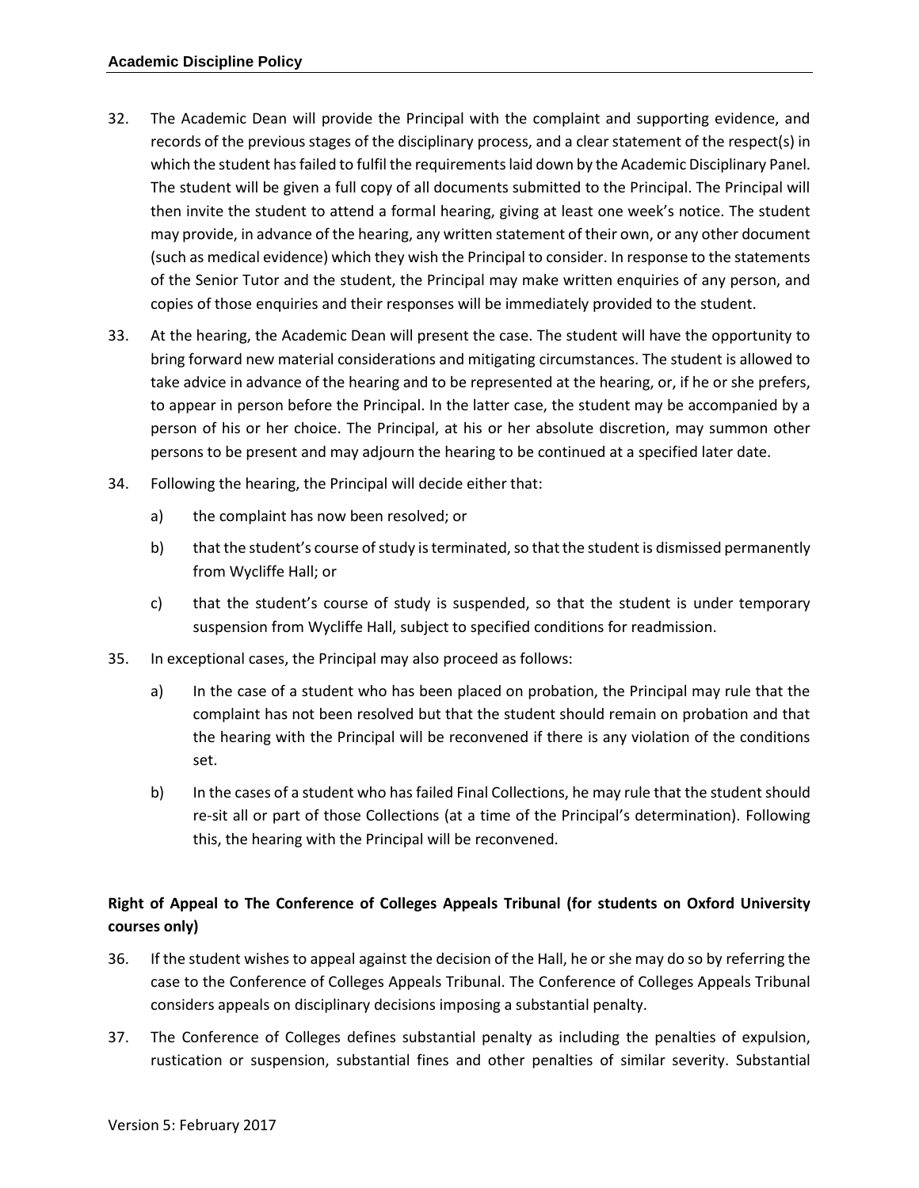32. The Academic Dean will provide the Principal with the complaint and supporting evidence, and records of the previous stages of the disciplinary process, and a clear statement of the respect(s) in which the student has failed to fulfil the requirements laid down by the Academic Disciplinary Panel. The student will be given a full copy of all documents submitted to the Principal. The Principal will then invite the student to attend a formal hearing, giving at least one week's notice. The student may provide, in advance of the hearing, any written statement of their own, or any other document (such as medical evidence) which they wish the Principal to consider. In response to the statements of the Senior Tutor and the student, the Principal may make written enquiries of any person, and copies of those enquiries and their responses will be immediately provided to the student.

33. At the hearing, the Academic Dean will present the case. The student will have the opportunity to bring forward new material considerations and mitigating circumstances. The student is allowed to take advice in advance of the hearing and to be represented at the hearing, or, if he or she prefers, to appear in person before the Principal. In the latter case, the student may be accompanied by a person of his or her choice. The Principal, at his or her absolute discretion, may summon other persons to be present and may adjourn the hearing to be continued at a specified later date.

34. Following the hearing, the Principal will decide either that:

    a) the complaint has now been resolved; or

    b) that the student's course of study is terminated, so that the student is dismissed permanently from Wycliffe Hall; or

    c) that the student's course of study is suspended, so that the student is under temporary suspension from Wycliffe Hall, subject to specified conditions for readmission.

35. In exceptional cases, the Principal may also proceed as follows:

    a) In the case of a student who has been placed on probation, the Principal may rule that the complaint has not been resolved but that the student should remain on probation and that the hearing with the Principal will be reconvened if there is any violation of the conditions set.

    b) In the cases of a student who has failed Final Collections, he may rule that the student should re-sit all or part of those Collections (at a time of the Principal's determination). Following this, the hearing with the Principal will be reconvened.

**Right of Appeal to The Conference of Colleges Appeals Tribunal (for students on Oxford University courses only)**

36. If the student wishes to appeal against the decision of the Hall, he or she may do so by referring the case to the Conference of Colleges Appeals Tribunal. The Conference of Colleges Appeals Tribunal considers appeals on disciplinary decisions imposing a substantial penalty.

37. The Conference of Colleges defines substantial penalty as including the penalties of expulsion, rustication or suspension, substantial fines and other penalties of similar severity. Substantial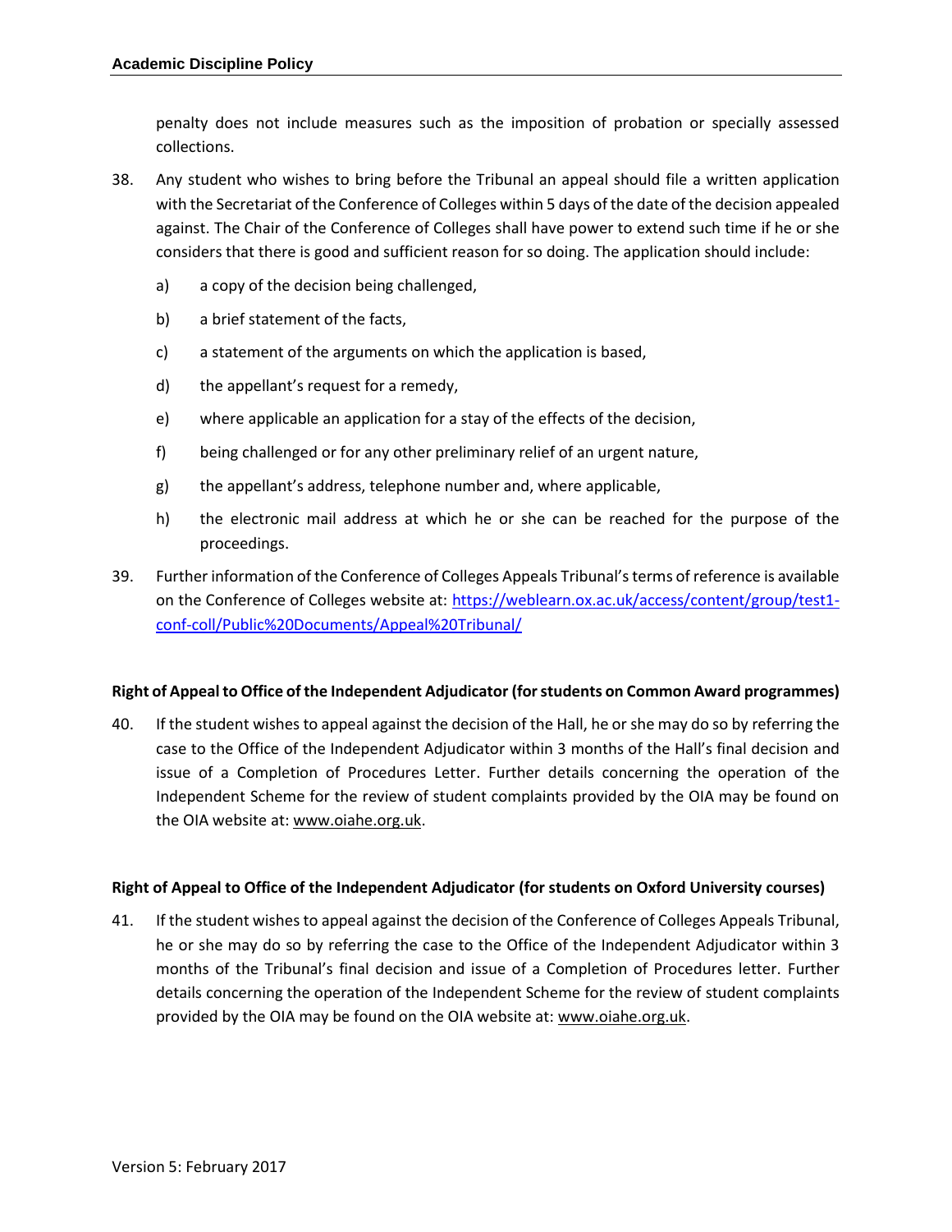penalty does not include measures such as the imposition of probation or specially assessed collections.

38. Any student who wishes to bring before the Tribunal an appeal should file a written application with the Secretariat of the Conference of Colleges within 5 days of the date of the decision appealed against. The Chair of the Conference of Colleges shall have power to extend such time if he or she considers that there is good and sufficient reason for so doing. The application should include:

    a) a copy of the decision being challenged,

    b) a brief statement of the facts,

    c) a statement of the arguments on which the application is based,

    d) the appellant's request for a remedy,

    e) where applicable an application for a stay of the effects of the decision,

    f) being challenged or for any other preliminary relief of an urgent nature,

    g) the appellant's address, telephone number and, where applicable,

    h) the electronic mail address at which he or she can be reached for the purpose of the proceedings.

39. Further information of the Conference of Colleges Appeals Tribunal's terms of reference is available on the Conference of Colleges website at: https://weblearn.ox.ac.uk/access/content/group/test1-conf-coll/Public%20Documents/Appeal%20Tribunal/

**Right of Appeal to Office of the Independent Adjudicator (for students on Common Award programmes)**

40. If the student wishes to appeal against the decision of the Hall, he or she may do so by referring the case to the Office of the Independent Adjudicator within 3 months of the Hall's final decision and issue of a Completion of Procedures Letter. Further details concerning the operation of the Independent Scheme for the review of student complaints provided by the OIA may be found on the OIA website at: www.oiahe.org.uk.

**Right of Appeal to Office of the Independent Adjudicator (for students on Oxford University courses)**

41. If the student wishes to appeal against the decision of the Conference of Colleges Appeals Tribunal, he or she may do so by referring the case to the Office of the Independent Adjudicator within 3 months of the Tribunal's final decision and issue of a Completion of Procedures letter. Further details concerning the operation of the Independent Scheme for the review of student complaints provided by the OIA may be found on the OIA website at: www.oiahe.org.uk.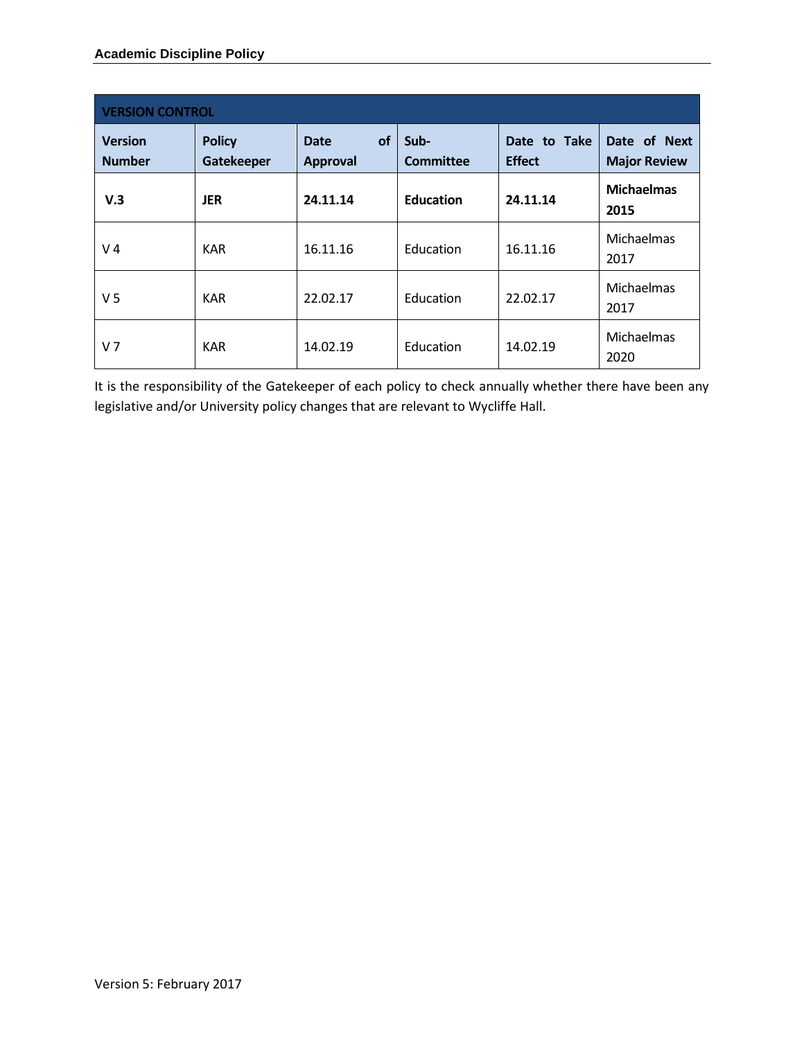| VERSION CONTROL | | | | | |
|---|---|---|---|---|---|
| **Version Number** | **Policy Gatekeeper** | **Date of Approval** | **Sub-Committee** | **Date to Take Effect** | **Date of Next Major Review** |
| **V.3** | **JER** | **24.11.14** | **Education** | **24.11.14** | **Michaelmas 2015** |
| V 4 | KAR | 16.11.16 | Education | 16.11.16 | Michaelmas 2017 |
| V 5 | KAR | 22.02.17 | Education | 22.02.17 | Michaelmas 2017 |
| V 7 | KAR | 14.02.19 | Education | 14.02.19 | Michaelmas 2020 |

It is the responsibility of the Gatekeeper of each policy to check annually whether there have been any legislative and/or University policy changes that are relevant to Wycliffe Hall.